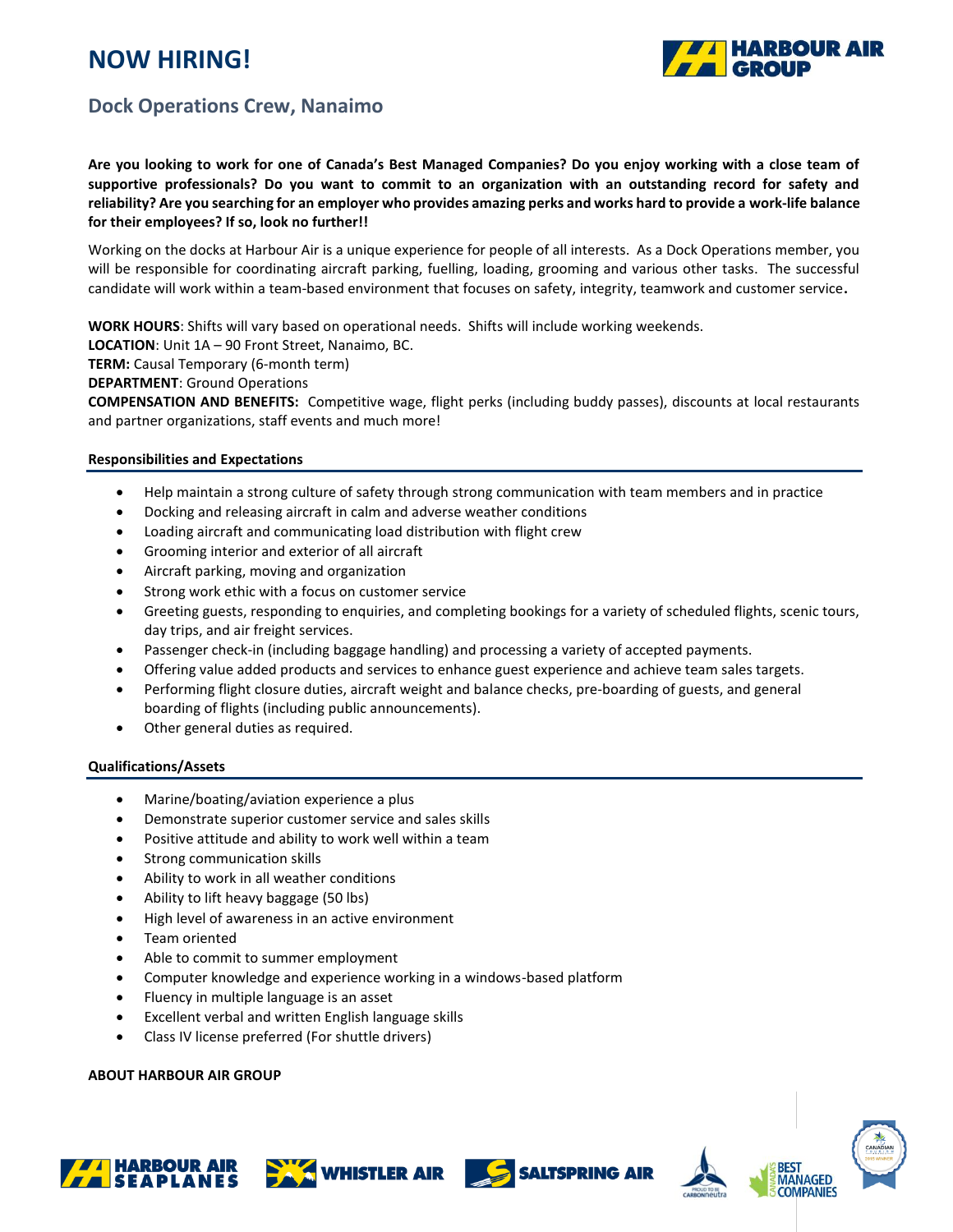# NOW HIRING!

## Dock Operations Crew, Nanaimo

**Are you looking to work for one of Canada's Best Managed Companies? Do you enjoy working with a close team of supportive professionals? Do you want to commit to an organization with an outstanding record for safety and reliability? Are you searching for an employer who provides amazing perks and works hard to provide a work-life balance for their employees? If so, look no further!!**

Working on the docks at Harbour Air is a unique experience for people of all interests. As a Dock Operations member, you will be responsible for coordinating aircraft parking, fuelling, loading, grooming and various other tasks. The successful candidate will work within a team-based environment that focuses on safety, integrity, teamwork and customer service.

**WORK HOURS**: Shifts will vary based on operational needs. Shifts will include working weekends.
**LOCATION**: Unit 1A – 90 Front Street, Nanaimo, BC.
**TERM:** Causal Temporary (6-month term)
**DEPARTMENT**: Ground Operations
**COMPENSATION AND BENEFITS:** Competitive wage, flight perks (including buddy passes), discounts at local restaurants and partner organizations, staff events and much more!

### Responsibilities and Expectations

- Help maintain a strong culture of safety through strong communication with team members and in practice
- Docking and releasing aircraft in calm and adverse weather conditions
- Loading aircraft and communicating load distribution with flight crew
- Grooming interior and exterior of all aircraft
- Aircraft parking, moving and organization
- Strong work ethic with a focus on customer service
- Greeting guests, responding to enquiries, and completing bookings for a variety of scheduled flights, scenic tours, day trips, and air freight services.
- Passenger check-in (including baggage handling) and processing a variety of accepted payments.
- Offering value added products and services to enhance guest experience and achieve team sales targets.
- Performing flight closure duties, aircraft weight and balance checks, pre-boarding of guests, and general boarding of flights (including public announcements).
- Other general duties as required.

### Qualifications/Assets

- Marine/boating/aviation experience a plus
- Demonstrate superior customer service and sales skills
- Positive attitude and ability to work well within a team
- Strong communication skills
- Ability to work in all weather conditions
- Ability to lift heavy baggage (50 lbs)
- High level of awareness in an active environment
- Team oriented
- Able to commit to summer employment
- Computer knowledge and experience working in a windows-based platform
- Fluency in multiple language is an asset
- Excellent verbal and written English language skills
- Class IV license preferred (For shuttle drivers)

### ABOUT HARBOUR AIR GROUP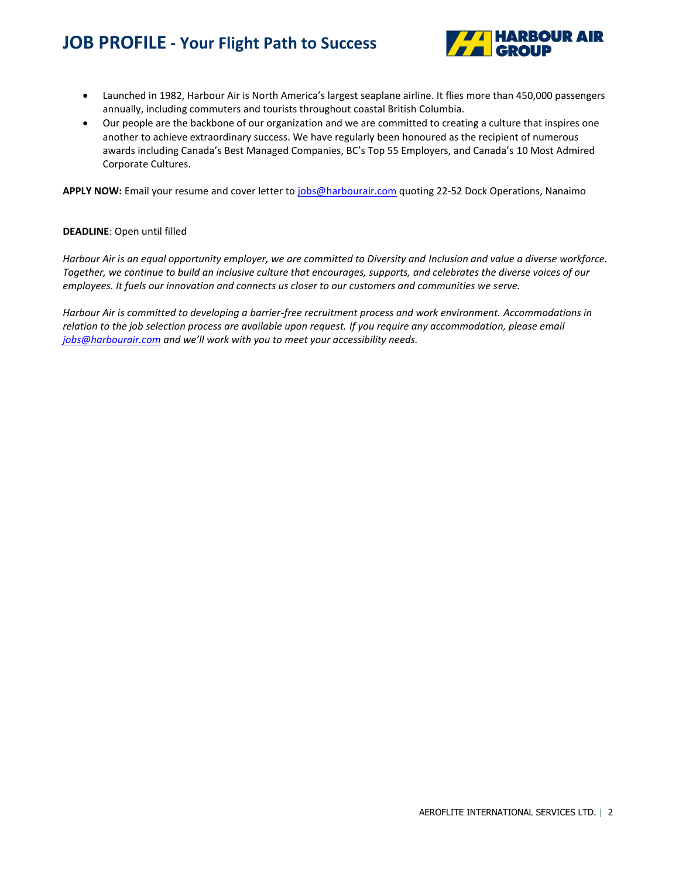- Launched in 1982, Harbour Air is North America's largest seaplane airline. It flies more than 450,000 passengers annually, including commuters and tourists throughout coastal British Columbia.
- Our people are the backbone of our organization and we are committed to creating a culture that inspires one another to achieve extraordinary success. We have regularly been honoured as the recipient of numerous awards including Canada's Best Managed Companies, BC's Top 55 Employers, and Canada's 10 Most Admired Corporate Cultures.

**APPLY NOW:** Email your resume and cover letter to jobs@harbourair.com quoting 22-52 Dock Operations, Nanaimo

**DEADLINE**: Open until filled

*Harbour Air is an equal opportunity employer, we are committed to Diversity and Inclusion and value a diverse workforce. Together, we continue to build an inclusive culture that encourages, supports, and celebrates the diverse voices of our employees. It fuels our innovation and connects us closer to our customers and communities we serve.*

*Harbour Air is committed to developing a barrier-free recruitment process and work environment. Accommodations in relation to the job selection process are available upon request. If you require any accommodation, please email jobs@harbourair.com and we'll work with you to meet your accessibility needs.*